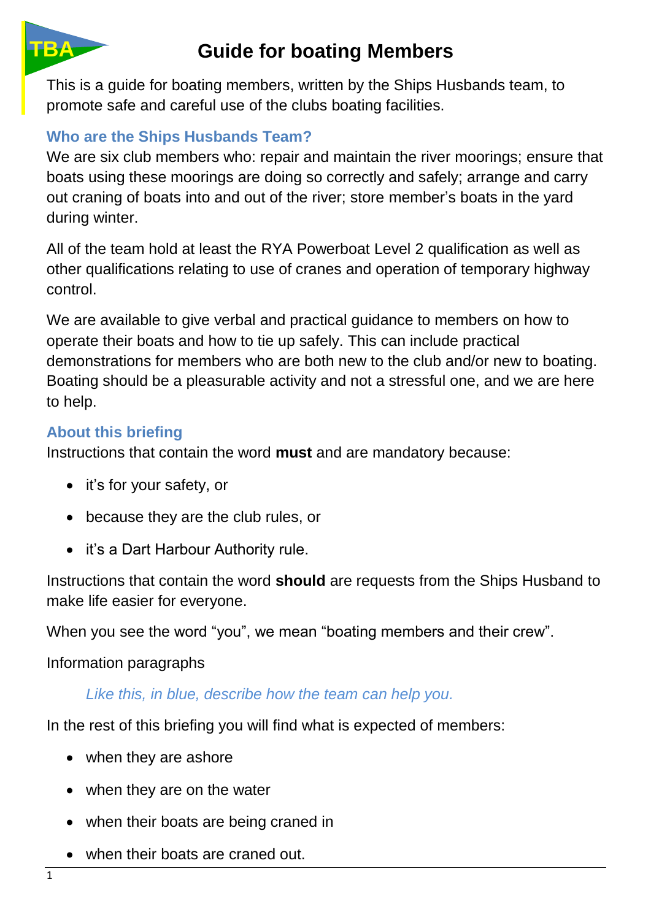TBA

# Guide for boating Members

This is a guide for boating members, written by the Ships Husbands team, to promote safe and careful use of the clubs boating facilities.

## Who are the Ships Husbands Team?

We are six club members who: repair and maintain the river moorings; ensure that boats using these moorings are doing so correctly and safely; arrange and carry out craning of boats into and out of the river; store member's boats in the yard during winter.

All of the team hold at least the RYA Powerboat Level 2 qualification as well as other qualifications relating to use of cranes and operation of temporary highway control.

We are available to give verbal and practical guidance to members on how to operate their boats and how to tie up safely. This can include practical demonstrations for members who are both new to the club and/or new to boating. Boating should be a pleasurable activity and not a stressful one, and we are here to help.

## About this briefing

Instructions that contain the word **must** and are mandatory because:

- it's for your safety, or
- because they are the club rules, or
- it's a Dart Harbour Authority rule.

Instructions that contain the word **should** are requests from the Ships Husband to make life easier for everyone.

When you see the word "you", we mean "boating members and their crew".

Information paragraphs

> *Like this, in blue, describe how the team can help you.*

In the rest of this briefing you will find what is expected of members:

- when they are ashore
- when they are on the water
- when their boats are being craned in
- when their boats are craned out.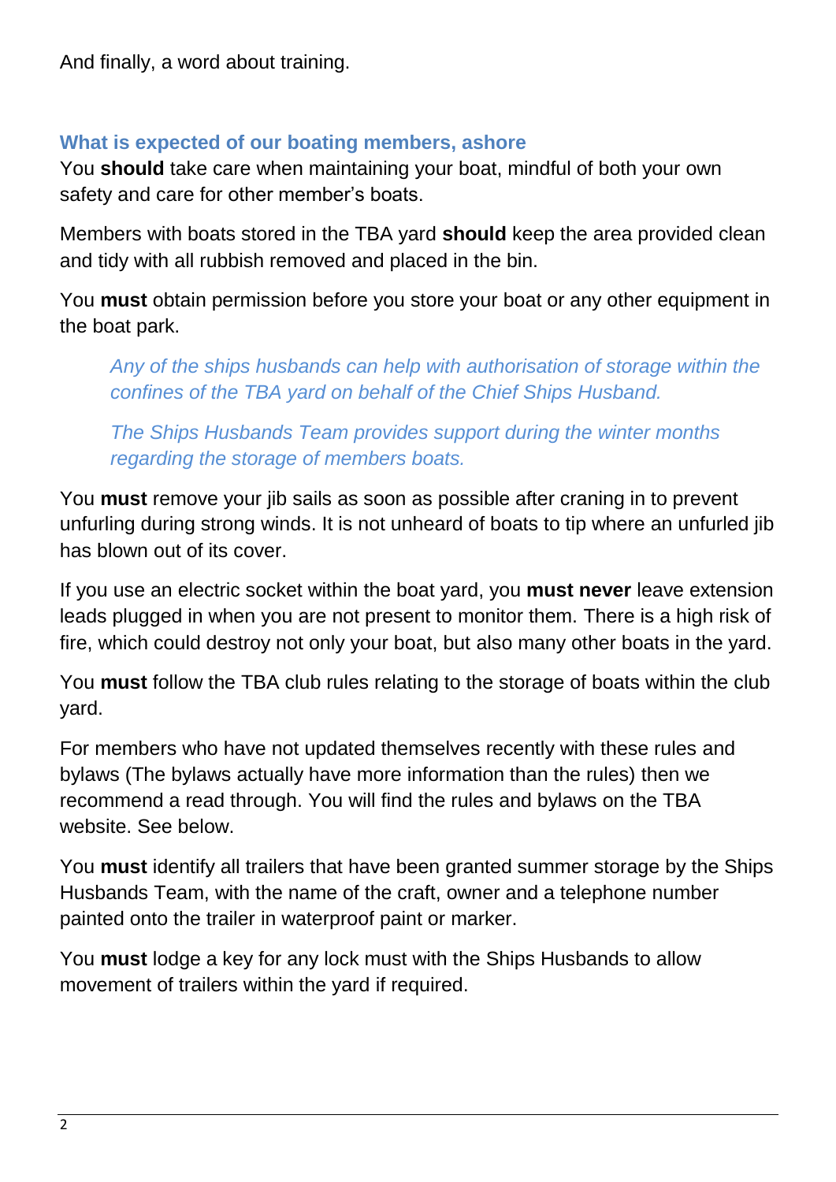And finally, a word about training.

### What is expected of our boating members, ashore

You **should** take care when maintaining your boat, mindful of both your own safety and care for other member's boats.

Members with boats stored in the TBA yard **should** keep the area provided clean and tidy with all rubbish removed and placed in the bin.

You **must** obtain permission before you store your boat or any other equipment in the boat park.

> *Any of the ships husbands can help with authorisation of storage within the confines of the TBA yard on behalf of the Chief Ships Husband.*
>
> *The Ships Husbands Team provides support during the winter months regarding the storage of members boats.*

You **must** remove your jib sails as soon as possible after craning in to prevent unfurling during strong winds. It is not unheard of boats to tip where an unfurled jib has blown out of its cover.

If you use an electric socket within the boat yard, you **must never** leave extension leads plugged in when you are not present to monitor them. There is a high risk of fire, which could destroy not only your boat, but also many other boats in the yard.

You **must** follow the TBA club rules relating to the storage of boats within the club yard.

For members who have not updated themselves recently with these rules and bylaws (The bylaws actually have more information than the rules) then we recommend a read through. You will find the rules and bylaws on the TBA website. See below.

You **must** identify all trailers that have been granted summer storage by the Ships Husbands Team, with the name of the craft, owner and a telephone number painted onto the trailer in waterproof paint or marker.

You **must** lodge a key for any lock must with the Ships Husbands to allow movement of trailers within the yard if required.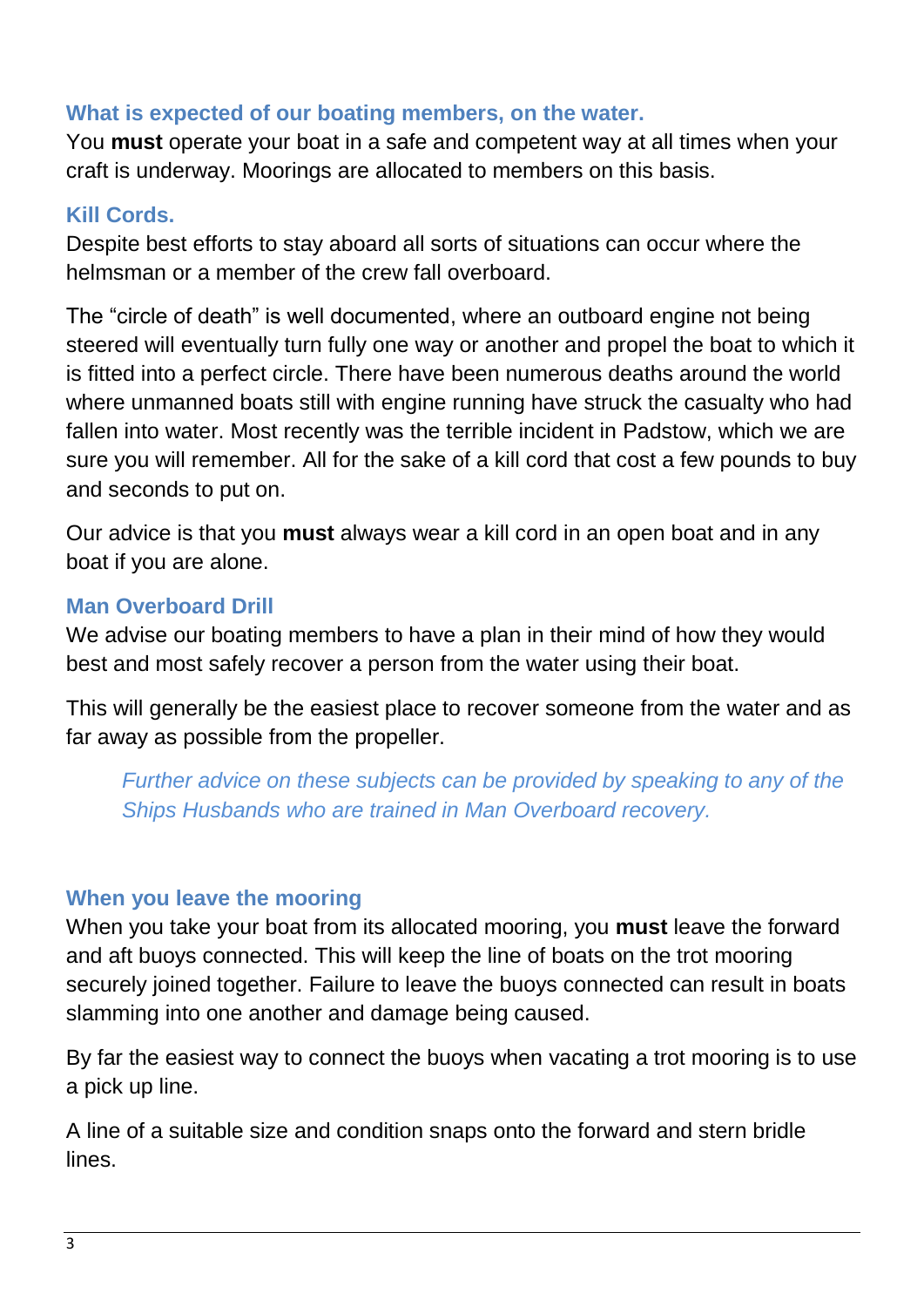## What is expected of our boating members, on the water.

You **must** operate your boat in a safe and competent way at all times when your craft is underway. Moorings are allocated to members on this basis.

## Kill Cords.

Despite best efforts to stay aboard all sorts of situations can occur where the helmsman or a member of the crew fall overboard.

The "circle of death" is well documented, where an outboard engine not being steered will eventually turn fully one way or another and propel the boat to which it is fitted into a perfect circle. There have been numerous deaths around the world where unmanned boats still with engine running have struck the casualty who had fallen into water. Most recently was the terrible incident in Padstow, which we are sure you will remember. All for the sake of a kill cord that cost a few pounds to buy and seconds to put on.

Our advice is that you **must** always wear a kill cord in an open boat and in any boat if you are alone.

## Man Overboard Drill

We advise our boating members to have a plan in their mind of how they would best and most safely recover a person from the water using their boat.

This will generally be the easiest place to recover someone from the water and as far away as possible from the propeller.

> *Further advice on these subjects can be provided by speaking to any of the Ships Husbands who are trained in Man Overboard recovery.*

## When you leave the mooring

When you take your boat from its allocated mooring, you **must** leave the forward and aft buoys connected. This will keep the line of boats on the trot mooring securely joined together. Failure to leave the buoys connected can result in boats slamming into one another and damage being caused.

By far the easiest way to connect the buoys when vacating a trot mooring is to use a pick up line.

A line of a suitable size and condition snaps onto the forward and stern bridle lines.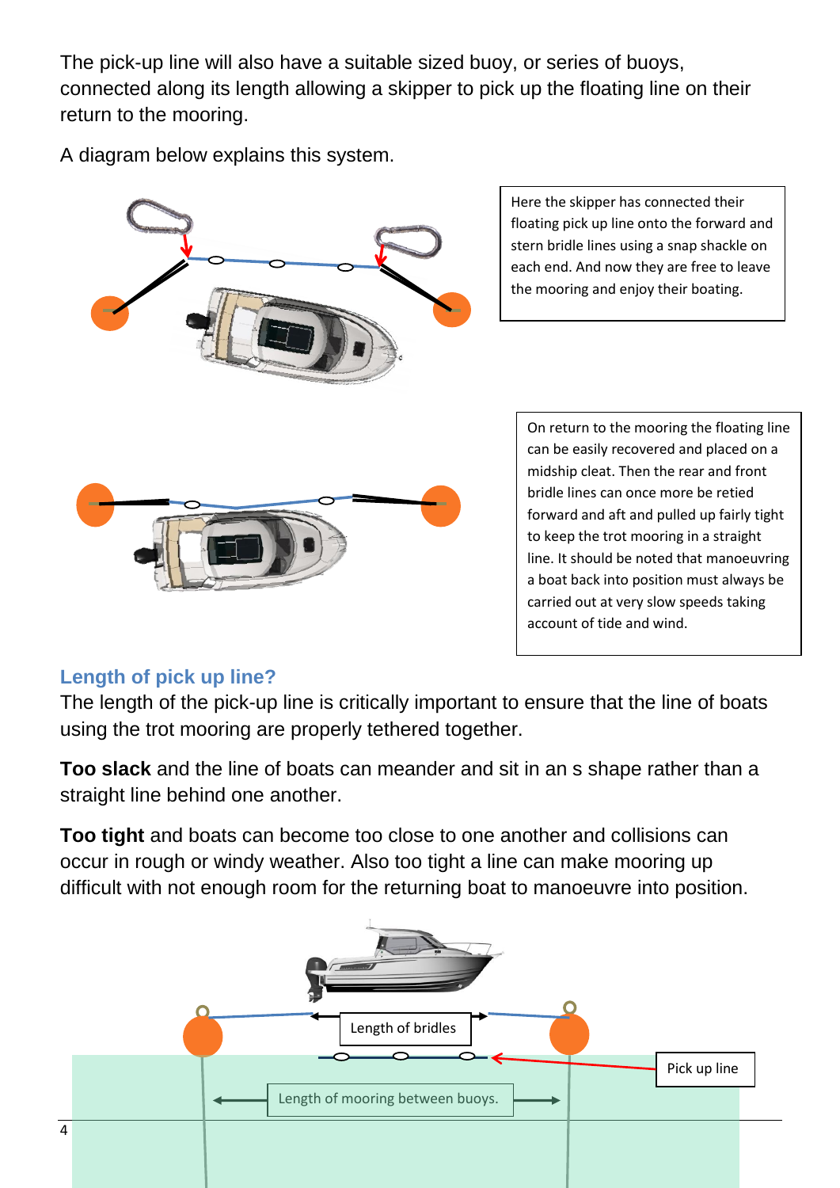The pick-up line will also have a suitable sized buoy, or series of buoys, connected along its length allowing a skipper to pick up the floating line on their return to the mooring.

A diagram below explains this system.

Here the skipper has connected their floating pick up line onto the forward and stern bridle lines using a snap shackle on each end. And now they are free to leave the mooring and enjoy their boating.

On return to the mooring the floating line can be easily recovered and placed on a midship cleat. Then the rear and front bridle lines can once more be retied forward and aft and pulled up fairly tight to keep the trot mooring in a straight line. It should be noted that manoeuvring a boat back into position must always be carried out at very slow speeds taking account of tide and wind.

## Length of pick up line?

The length of the pick-up line is critically important to ensure that the line of boats using the trot mooring are properly tethered together.

**Too slack** and the line of boats can meander and sit in an s shape rather than a straight line behind one another.

**Too tight** and boats can become too close to one another and collisions can occur in rough or windy weather. Also too tight a line can make mooring up difficult with not enough room for the returning boat to manoeuvre into position.

Length of bridles

Pick up line

Length of mooring between buoys.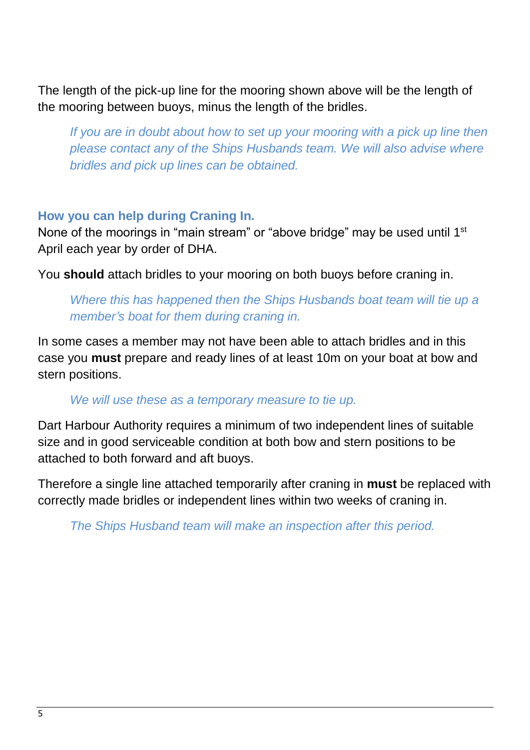The length of the pick-up line for the mooring shown above will be the length of the mooring between buoys, minus the length of the bridles.

> *If you are in doubt about how to set up your mooring with a pick up line then please contact any of the Ships Husbands team. We will also advise where bridles and pick up lines can be obtained.*

### How you can help during Craning In.

None of the moorings in “main stream” or “above bridge” may be used until 1st April each year by order of DHA.

You **should** attach bridles to your mooring on both buoys before craning in.

> *Where this has happened then the Ships Husbands boat team will tie up a member’s boat for them during craning in.*

In some cases a member may not have been able to attach bridles and in this case you **must** prepare and ready lines of at least 10m on your boat at bow and stern positions.

> *We will use these as a temporary measure to tie up.*

Dart Harbour Authority requires a minimum of two independent lines of suitable size and in good serviceable condition at both bow and stern positions to be attached to both forward and aft buoys.

Therefore a single line attached temporarily after craning in **must** be replaced with correctly made bridles or independent lines within two weeks of craning in.

> *The Ships Husband team will make an inspection after this period.*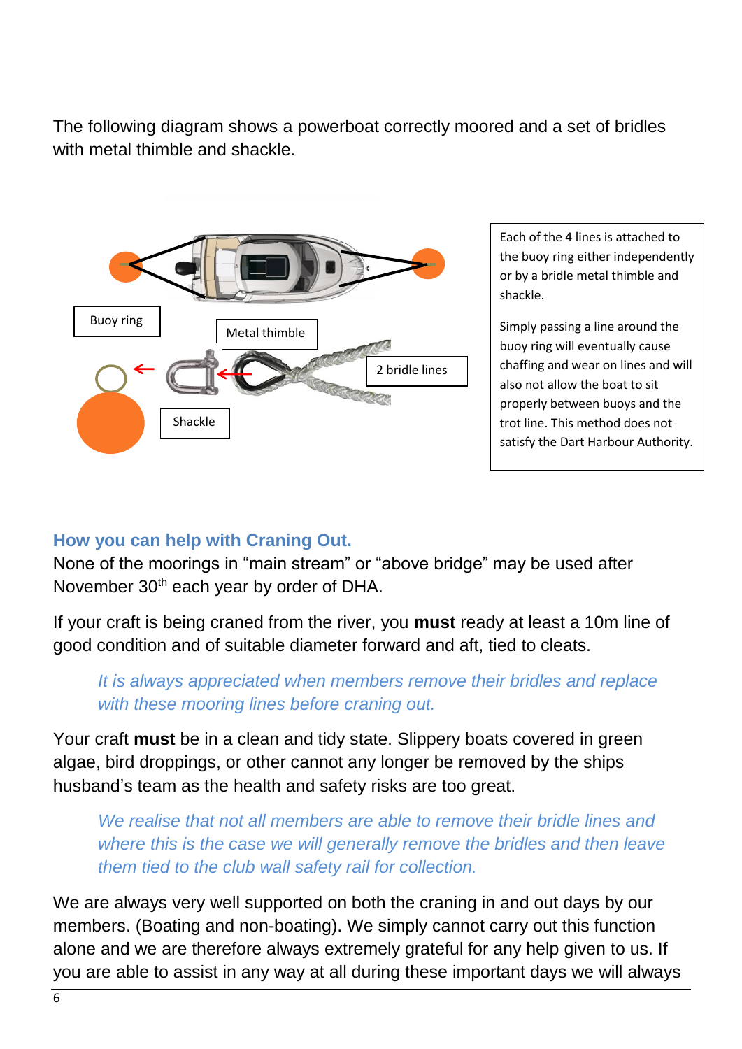The following diagram shows a powerboat correctly moored and a set of bridles with metal thimble and shackle.

Buoy ring

Metal thimble

2 bridle lines

Shackle

Each of the 4 lines is attached to the buoy ring either independently or by a bridle metal thimble and shackle.

Simply passing a line around the buoy ring will eventually cause chaffing and wear on lines and will also not allow the boat to sit properly between buoys and the trot line. This method does not satisfy the Dart Harbour Authority.

## How you can help with Craning Out.

None of the moorings in “main stream” or “above bridge” may be used after November 30th each year by order of DHA.

If your craft is being craned from the river, you **must** ready at least a 10m line of good condition and of suitable diameter forward and aft, tied to cleats.

> *It is always appreciated when members remove their bridles and replace with these mooring lines before craning out.*

Your craft **must** be in a clean and tidy state. Slippery boats covered in green algae, bird droppings, or other cannot any longer be removed by the ships husband’s team as the health and safety risks are too great.

> *We realise that not all members are able to remove their bridle lines and where this is the case we will generally remove the bridles and then leave them tied to the club wall safety rail for collection.*

We are always very well supported on both the craning in and out days by our members. (Boating and non-boating). We simply cannot carry out this function alone and we are therefore always extremely grateful for any help given to us. If you are able to assist in any way at all during these important days we will always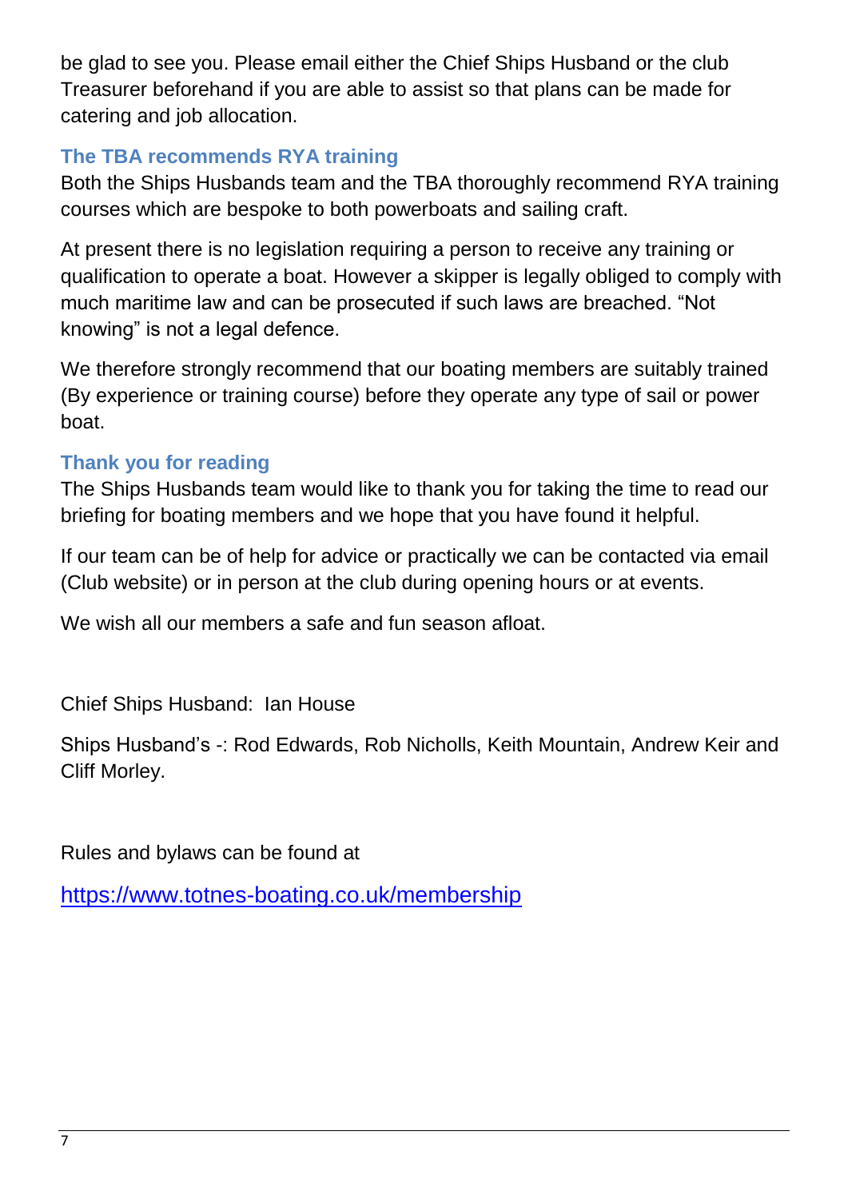be glad to see you. Please email either the Chief Ships Husband or the club Treasurer beforehand if you are able to assist so that plans can be made for catering and job allocation.

### The TBA recommends RYA training

Both the Ships Husbands team and the TBA thoroughly recommend RYA training courses which are bespoke to both powerboats and sailing craft.

At present there is no legislation requiring a person to receive any training or qualification to operate a boat. However a skipper is legally obliged to comply with much maritime law and can be prosecuted if such laws are breached. "Not knowing" is not a legal defence.

We therefore strongly recommend that our boating members are suitably trained (By experience or training course) before they operate any type of sail or power boat.

### Thank you for reading

The Ships Husbands team would like to thank you for taking the time to read our briefing for boating members and we hope that you have found it helpful.

If our team can be of help for advice or practically we can be contacted via email (Club website) or in person at the club during opening hours or at events.

We wish all our members a safe and fun season afloat.

Chief Ships Husband: Ian House

Ships Husband's -: Rod Edwards, Rob Nicholls, Keith Mountain, Andrew Keir and Cliff Morley.

Rules and bylaws can be found at

https://www.totnes-boating.co.uk/membership